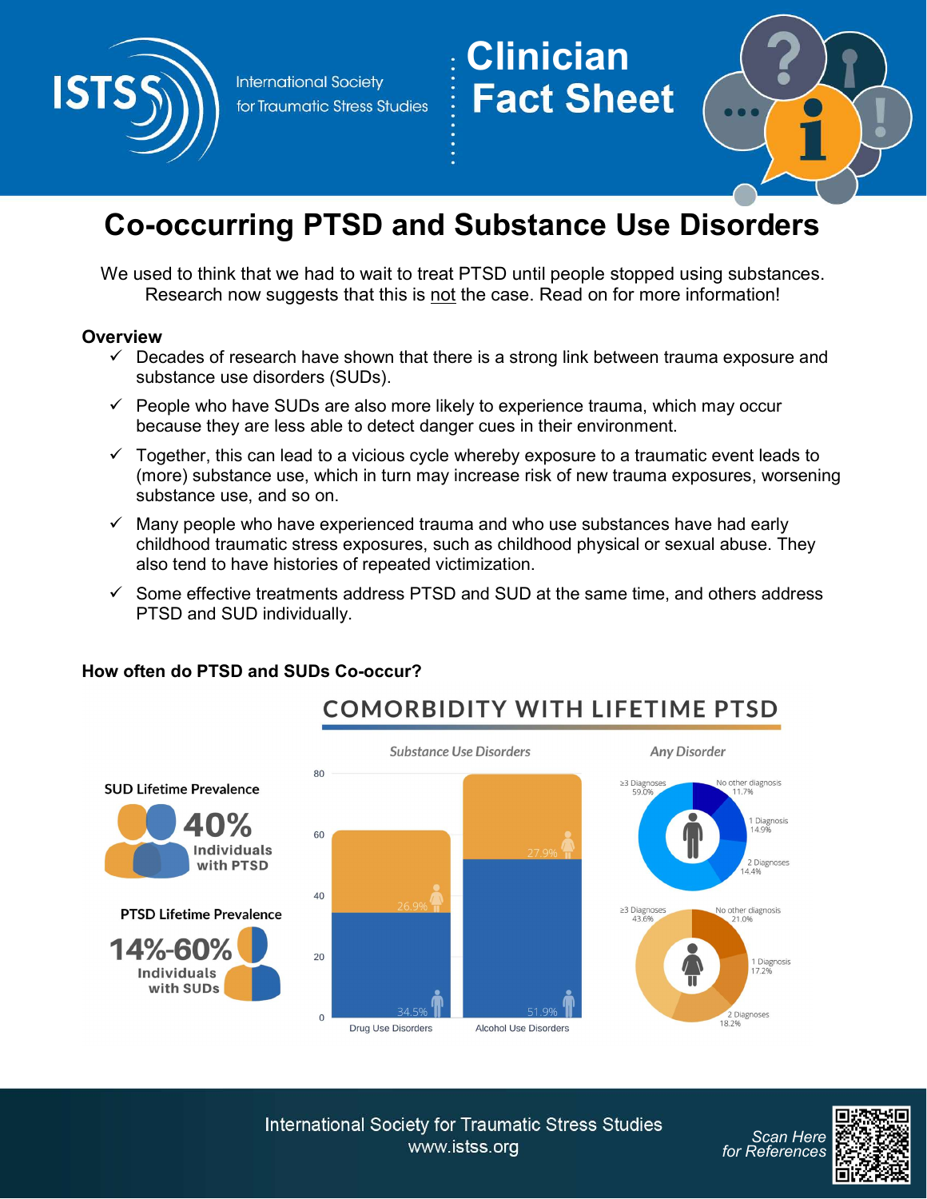# Clinician Fact Sheet

International Society for Traumatic Stress Studies

## Co-occurring PTSD and Substance Use Disorders

We used to think that we had to wait to treat PTSD until people stopped using substances. Research now suggests that this is not the case. Read on for more information!

### Overview

- ✓ Decades of research have shown that there is a strong link between trauma exposure and substance use disorders (SUDs).
- ✓ People who have SUDs are also more likely to experience trauma, which may occur because they are less able to detect danger cues in their environment.
- ✓ Together, this can lead to a vicious cycle whereby exposure to a traumatic event leads to (more) substance use, which in turn may increase risk of new trauma exposures, worsening substance use, and so on.
- ✓ Many people who have experienced trauma and who use substances have had early childhood traumatic stress exposures, such as childhood physical or sexual abuse. They also tend to have histories of repeated victimization.
- ✓ Some effective treatments address PTSD and SUD at the same time, and others address PTSD and SUD individually.

### How often do PTSD and SUDs Co-occur?

**COMORBIDITY WITH LIFETIME PTSD**

**SUD Lifetime Prevalence**

40% Individuals with PTSD

**PTSD Lifetime Prevalence**

14%-60% Individuals with SUDs

*Substance Use Disorders*

| | Drug Use Disorders | Alcohol Use Disorders |
|---|---|---|
| Female | 26.9% | 27.9% |
| Male | 34.5% | 51.9% |

*Any Disorder*

| | No other diagnosis | 1 Diagnosis | 2 Diagnoses | ≥3 Diagnoses |
|---|---|---|---|---|
| Male | 11.7% | 14.9% | 14.4% | 59.0% |
| Female | 21.0% | 17.2% | 18.2% | 43.6% |

International Society for Traumatic Stress Studies
www.istss.org

Scan Here for References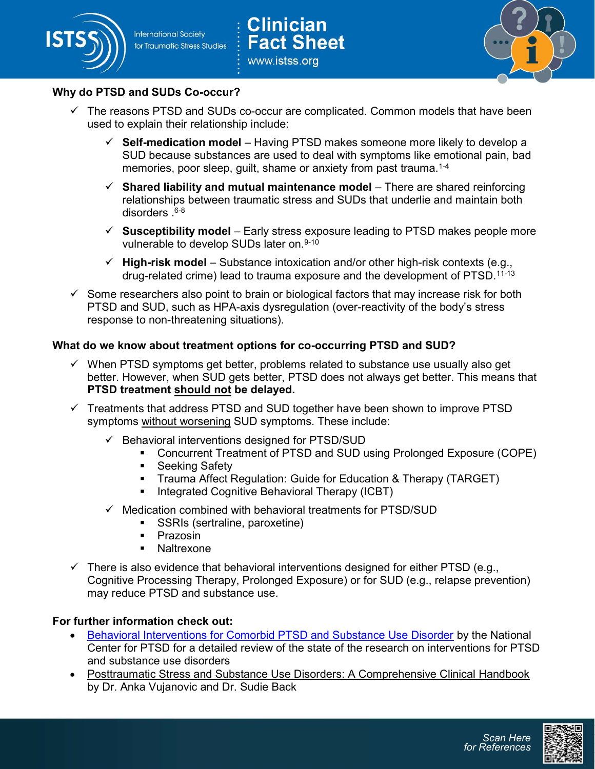### Why do PTSD and SUDs Co-occur?

- ✓ The reasons PTSD and SUDs co-occur are complicated. Common models that have been used to explain their relationship include:
  - ✓ **Self-medication model** – Having PTSD makes someone more likely to develop a SUD because substances are used to deal with symptoms like emotional pain, bad memories, poor sleep, guilt, shame or anxiety from past trauma.[1-4]
  - ✓ **Shared liability and mutual maintenance model** – There are shared reinforcing relationships between traumatic stress and SUDs that underlie and maintain both disorders .[6-8]
  - ✓ **Susceptibility model** – Early stress exposure leading to PTSD makes people more vulnerable to develop SUDs later on.[9-10]
  - ✓ **High-risk model** – Substance intoxication and/or other high-risk contexts (e.g., drug-related crime) lead to trauma exposure and the development of PTSD.[11-13]
- ✓ Some researchers also point to brain or biological factors that may increase risk for both PTSD and SUD, such as HPA-axis dysregulation (over-reactivity of the body's stress response to non-threatening situations).

### What do we know about treatment options for co-occurring PTSD and SUD?

- ✓ When PTSD symptoms get better, problems related to substance use usually also get better. However, when SUD gets better, PTSD does not always get better. This means that **PTSD treatment <u>should not</u> be delayed.**
- ✓ Treatments that address PTSD and SUD together have been shown to improve PTSD symptoms <u>without worsening</u> SUD symptoms. These include:
  - ✓ Behavioral interventions designed for PTSD/SUD
    - Concurrent Treatment of PTSD and SUD using Prolonged Exposure (COPE)
    - Seeking Safety
    - Trauma Affect Regulation: Guide for Education & Therapy (TARGET)
    - Integrated Cognitive Behavioral Therapy (ICBT)
  - ✓ Medication combined with behavioral treatments for PTSD/SUD
    - SSRIs (sertraline, paroxetine)
    - Prazosin
    - Naltrexone
- ✓ There is also evidence that behavioral interventions designed for either PTSD (e.g., Cognitive Processing Therapy, Prolonged Exposure) or for SUD (e.g., relapse prevention) may reduce PTSD and substance use.

### For further information check out:

- Behavioral Interventions for Comorbid PTSD and Substance Use Disorder by the National Center for PTSD for a detailed review of the state of the research on interventions for PTSD and substance use disorders
- Posttraumatic Stress and Substance Use Disorders: A Comprehensive Clinical Handbook by Dr. Anka Vujanovic and Dr. Sudie Back

*Scan Here for References*